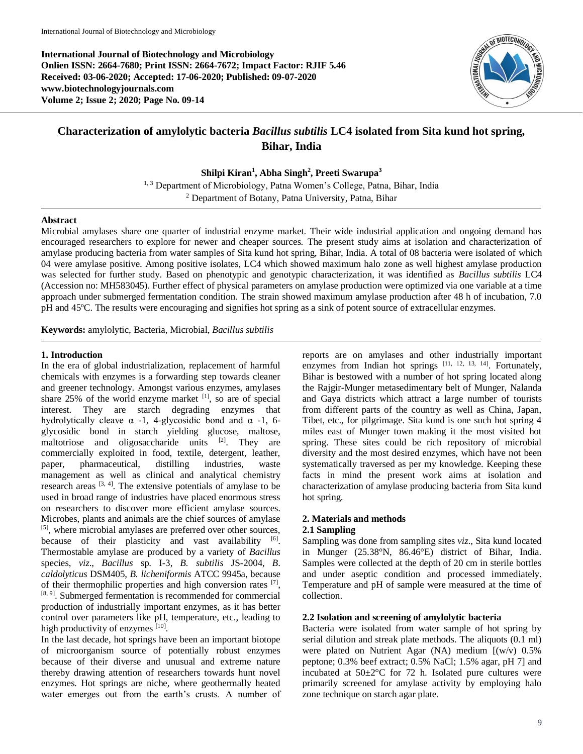International Journal of Biotechnology and Microbiology
Onlien ISSN: 2664-7680; Print ISSN: 2664-7672; Impact Factor: RJIF 5.46
Received: 03-06-2020; Accepted: 17-06-2020; Published: 09-07-2020
www.biotechnologyjournals.com
Volume 2; Issue 2; 2020; Page No. 09-14

# Characterization of amylolytic bacteria *Bacillus subtilis* LC4 isolated from Sita kund hot spring, Bihar, India

**Shilpi Kiran[1], Abha Singh[2], Preeti Swarupa[3]**

[1, 3] Department of Microbiology, Patna Women's College, Patna, Bihar, India
[2] Department of Botany, Patna University, Patna, Bihar

## Abstract

Microbial amylases share one quarter of industrial enzyme market. Their wide industrial application and ongoing demand has encouraged researchers to explore for newer and cheaper sources. The present study aims at isolation and characterization of amylase producing bacteria from water samples of Sita kund hot spring, Bihar, India. A total of 08 bacteria were isolated of which 04 were amylase positive. Among positive isolates, LC4 which showed maximum halo zone as well highest amylase production was selected for further study. Based on phenotypic and genotypic characterization, it was identified as *Bacillus subtilis* LC4 (Accession no: MH583045). Further effect of physical parameters on amylase production were optimized via one variable at a time approach under submerged fermentation condition. The strain showed maximum amylase production after 48 h of incubation, 7.0 pH and 45ºC. The results were encouraging and signifies hot spring as a sink of potent source of extracellular enzymes.

**Keywords:** amylolytic, Bacteria, Microbial, *Bacillus subtilis*

## 1. Introduction

In the era of global industrialization, replacement of harmful chemicals with enzymes is a forwarding step towards cleaner and greener technology. Amongst various enzymes, amylases share 25% of the world enzyme market [1], so are of special interest. They are starch degrading enzymes that hydrolytically cleave α -1, 4-glycosidic bond and α -1, 6-glycosidic bond in starch yielding glucose, maltose, maltotriose and oligosaccharide units [2]. They are commercially exploited in food, textile, detergent, leather, paper, pharmaceutical, distilling industries, waste management as well as clinical and analytical chemistry research areas [3, 4]. The extensive potentials of amylase to be used in broad range of industries have placed enormous stress on researchers to discover more efficient amylase sources. Microbes, plants and animals are the chief sources of amylase [5], where microbial amylases are preferred over other sources, because of their plasticity and vast availability [6]. Thermostable amylase are produced by a variety of *Bacillus* species, *viz*., *Bacillus* sp. I-3, *B. subtilis* JS-2004, *B. caldolyticus* DSM405, *B. licheniformis* ATCC 9945a, because of their thermophilic properties and high conversion rates [7], [8, 9]. Submerged fermentation is recommended for commercial production of industrially important enzymes, as it has better control over parameters like pH, temperature, etc., leading to high productivity of enzymes [10].

In the last decade, hot springs have been an important biotope of microorganism source of potentially robust enzymes because of their diverse and unusual and extreme nature thereby drawing attention of researchers towards hunt novel enzymes. Hot springs are niche, where geothermally heated water emerges out from the earth's crusts. A number of reports are on amylases and other industrially important enzymes from Indian hot springs [11, 12, 13, 14]. Fortunately, Bihar is bestowed with a number of hot spring located along the Rajgir-Munger metasedimentary belt of Munger, Nalanda and Gaya districts which attract a large number of tourists from different parts of the country as well as China, Japan, Tibet, etc., for pilgrimage. Sita kund is one such hot spring 4 miles east of Munger town making it the most visited hot spring. These sites could be rich repository of microbial diversity and the most desired enzymes, which have not been systematically traversed as per my knowledge. Keeping these facts in mind the present work aims at isolation and characterization of amylase producing bacteria from Sita kund hot spring.

## 2. Materials and methods

### 2.1 Sampling

Sampling was done from sampling sites *viz*., Sita kund located in Munger (25.38°N, 86.46°E) district of Bihar, India. Samples were collected at the depth of 20 cm in sterile bottles and under aseptic condition and processed immediately. Temperature and pH of sample were measured at the time of collection.

### 2.2 Isolation and screening of amylolytic bacteria

Bacteria were isolated from water sample of hot spring by serial dilution and streak plate methods. The aliquots (0.1 ml) were plated on Nutrient Agar (NA) medium [(w/v) 0.5% peptone; 0.3% beef extract; 0.5% NaCl; 1.5% agar, pH 7] and incubated at 50±2°C for 72 h. Isolated pure cultures were primarily screened for amylase activity by employing halo zone technique on starch agar plate.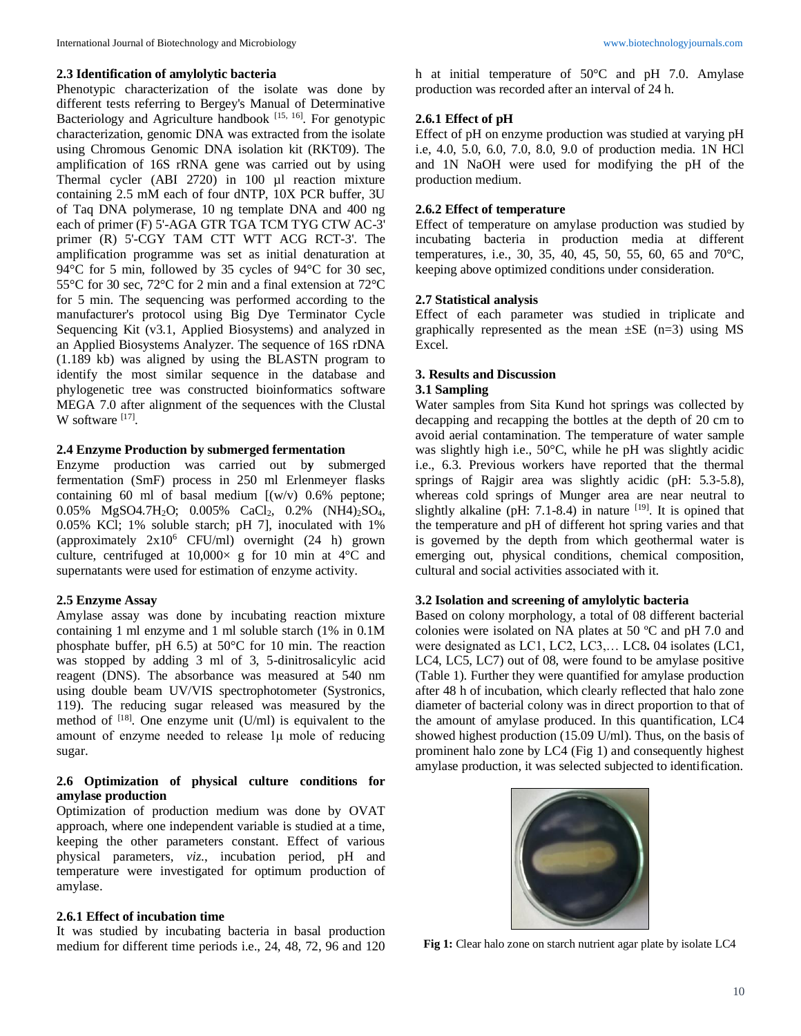### 2.3 Identification of amylolytic bacteria

Phenotypic characterization of the isolate was done by different tests referring to Bergey's Manual of Determinative Bacteriology and Agriculture handbook [15, 16]. For genotypic characterization, genomic DNA was extracted from the isolate using Chromous Genomic DNA isolation kit (RKT09). The amplification of 16S rRNA gene was carried out by using Thermal cycler (ABI 2720) in 100 µl reaction mixture containing 2.5 mM each of four dNTP, 10X PCR buffer, 3U of Taq DNA polymerase, 10 ng template DNA and 400 ng each of primer (F) 5'-AGA GTR TGA TCM TYG CTW AC-3' primer (R) 5'-CGY TAM CTT WTT ACG RCT-3'. The amplification programme was set as initial denaturation at 94°C for 5 min, followed by 35 cycles of 94°C for 30 sec, 55°C for 30 sec, 72°C for 2 min and a final extension at 72°C for 5 min. The sequencing was performed according to the manufacturer's protocol using Big Dye Terminator Cycle Sequencing Kit (v3.1, Applied Biosystems) and analyzed in an Applied Biosystems Analyzer. The sequence of 16S rDNA (1.189 kb) was aligned by using the BLASTN program to identify the most similar sequence in the database and phylogenetic tree was constructed bioinformatics software MEGA 7.0 after alignment of the sequences with the Clustal W software [17].

### 2.4 Enzyme Production by submerged fermentation

Enzyme production was carried out by submerged fermentation (SmF) process in 250 ml Erlenmeyer flasks containing 60 ml of basal medium [(w/v) 0.6% peptone; 0.05% $MgSO4.7H_2O$; 0.005% $CaCl_2$, 0.2% $(NH4)_2SO_4$, 0.05% KCl; 1% soluble starch; pH 7], inoculated with 1% (approximately $2x10^6$ CFU/ml) overnight (24 h) grown culture, centrifuged at 10,000× g for 10 min at 4°C and supernatants were used for estimation of enzyme activity.

### 2.5 Enzyme Assay

Amylase assay was done by incubating reaction mixture containing 1 ml enzyme and 1 ml soluble starch (1% in 0.1M phosphate buffer, pH 6.5) at 50°C for 10 min. The reaction was stopped by adding 3 ml of 3, 5-dinitrosalicylic acid reagent (DNS). The absorbance was measured at 540 nm using double beam UV/VIS spectrophotometer (Systronics, 119). The reducing sugar released was measured by the method of [18]. One enzyme unit (U/ml) is equivalent to the amount of enzyme needed to release 1µ mole of reducing sugar.

### 2.6 Optimization of physical culture conditions for amylase production

Optimization of production medium was done by OVAT approach, where one independent variable is studied at a time, keeping the other parameters constant. Effect of various physical parameters, *viz.*, incubation period, pH and temperature were investigated for optimum production of amylase.

### 2.6.1 Effect of incubation time

It was studied by incubating bacteria in basal production medium for different time periods i.e., 24, 48, 72, 96 and 120 h at initial temperature of 50°C and pH 7.0. Amylase production was recorded after an interval of 24 h.

### 2.6.1 Effect of pH

Effect of pH on enzyme production was studied at varying pH i.e, 4.0, 5.0, 6.0, 7.0, 8.0, 9.0 of production media. 1N HCl and 1N NaOH were used for modifying the pH of the production medium.

### 2.6.2 Effect of temperature

Effect of temperature on amylase production was studied by incubating bacteria in production media at different temperatures, i.e., 30, 35, 40, 45, 50, 55, 60, 65 and 70°C, keeping above optimized conditions under consideration.

### 2.7 Statistical analysis

Effect of each parameter was studied in triplicate and graphically represented as the mean ±SE (n=3) using MS Excel.

## 3. Results and Discussion

### 3.1 Sampling

Water samples from Sita Kund hot springs was collected by decapping and recapping the bottles at the depth of 20 cm to avoid aerial contamination. The temperature of water sample was slightly high i.e., 50°C, while he pH was slightly acidic i.e., 6.3. Previous workers have reported that the thermal springs of Rajgir area was slightly acidic (pH: 5.3-5.8), whereas cold springs of Munger area are near neutral to slightly alkaline (pH: 7.1-8.4) in nature [19]. It is opined that the temperature and pH of different hot spring varies and that is governed by the depth from which geothermal water is emerging out, physical conditions, chemical composition, cultural and social activities associated with it.

### 3.2 Isolation and screening of amylolytic bacteria

Based on colony morphology, a total of 08 different bacterial colonies were isolated on NA plates at 50 ºC and pH 7.0 and were designated as LC1, LC2, LC3,… LC8**.** 04 isolates (LC1, LC4, LC5, LC7) out of 08, were found to be amylase positive (Table 1). Further they were quantified for amylase production after 48 h of incubation, which clearly reflected that halo zone diameter of bacterial colony was in direct proportion to that of the amount of amylase produced. In this quantification, LC4 showed highest production (15.09 U/ml). Thus, on the basis of prominent halo zone by LC4 (Fig 1) and consequently highest amylase production, it was selected subjected to identification.

**Fig 1:** Clear halo zone on starch nutrient agar plate by isolate LC4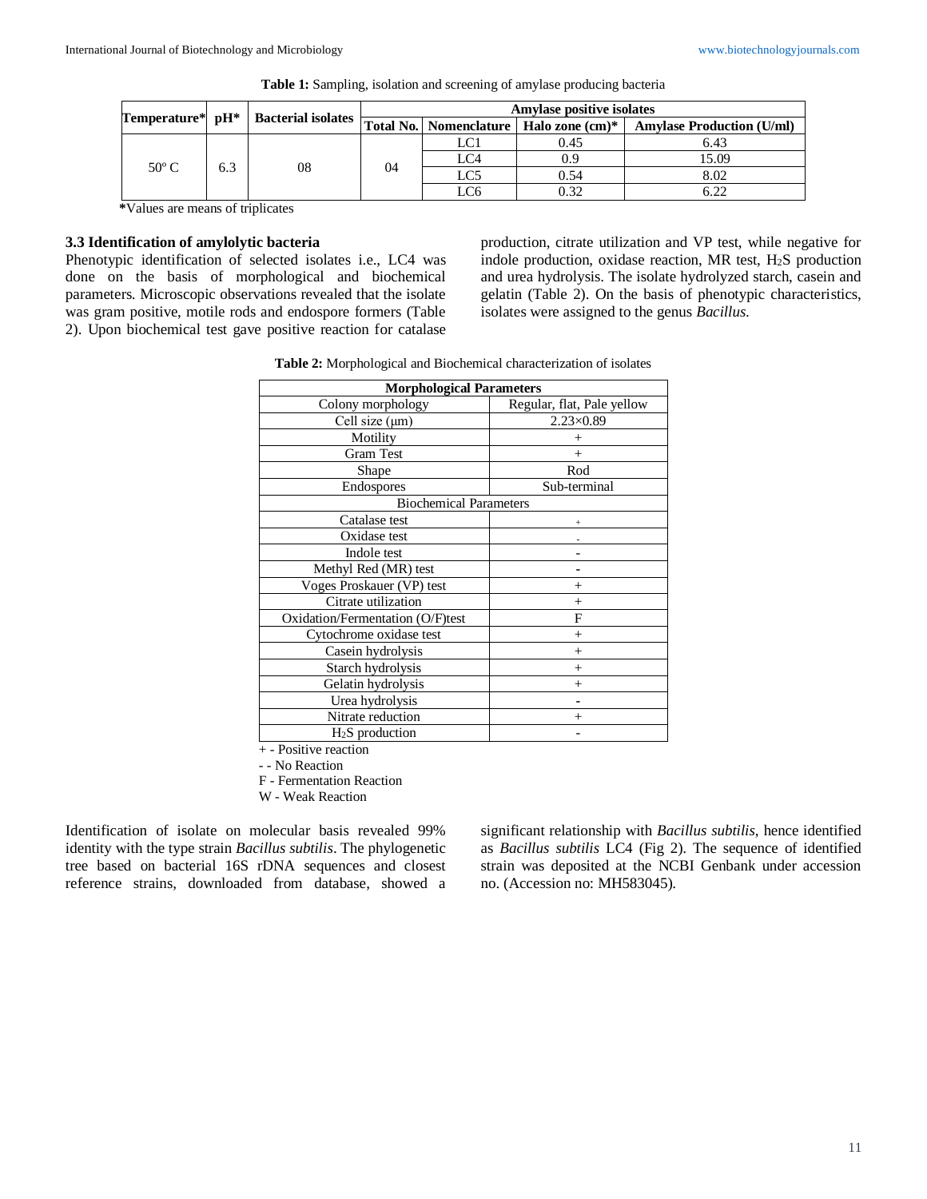**Table 1:** Sampling, isolation and screening of amylase producing bacteria

| Temperature* | pH* | Bacterial isolates | Amylase positive isolates | | | |
|---|---|---|---|---|---|---|
| | | | Total No. | Nomenclature | Halo zone (cm)* | Amylase Production (U/ml) |
| 50° C | 6.3 | 08 | 04 | LC1 | 0.45 | 6.43 |
| | | | | LC4 | 0.9 | 15.09 |
| | | | | LC5 | 0.54 | 8.02 |
| | | | | LC6 | 0.32 | 6.22 |

*Values are means of triplicates

### 3.3 Identification of amylolytic bacteria

Phenotypic identification of selected isolates i.e., LC4 was done on the basis of morphological and biochemical parameters. Microscopic observations revealed that the isolate was gram positive, motile rods and endospore formers (Table 2). Upon biochemical test gave positive reaction for catalase production, citrate utilization and VP test, while negative for indole production, oxidase reaction, MR test, $H_2S$ production and urea hydrolysis. The isolate hydrolyzed starch, casein and gelatin (Table 2). On the basis of phenotypic characteristics, isolates were assigned to the genus *Bacillus*.

**Table 2:** Morphological and Biochemical characterization of isolates

| Morphological Parameters | |
|---|---|
| Colony morphology | Regular, flat, Pale yellow |
| Cell size (μm) | 2.23×0.89 |
| Motility | + |
| Gram Test | + |
| Shape | Rod |
| Endospores | Sub-terminal |
| **Biochemical Parameters** | |
| Catalase test | + |
| Oxidase test | - |
| Indole test | - |
| Methyl Red (MR) test | - |
| Voges Proskauer (VP) test | + |
| Citrate utilization | + |
| Oxidation/Fermentation (O/F)test | F |
| Cytochrome oxidase test | + |
| Casein hydrolysis | + |
| Starch hydrolysis | + |
| Gelatin hydrolysis | + |
| Urea hydrolysis | - |
| Nitrate reduction | + |
| $H_2S$ production | - |

+ - Positive reaction
- - No Reaction
F - Fermentation Reaction
W - Weak Reaction

Identification of isolate on molecular basis revealed 99% identity with the type strain *Bacillus subtilis*. The phylogenetic tree based on bacterial 16S rDNA sequences and closest reference strains, downloaded from database, showed a significant relationship with *Bacillus subtilis*, hence identified as *Bacillus subtilis* LC4 (Fig 2). The sequence of identified strain was deposited at the NCBI Genbank under accession no. (Accession no: MH583045).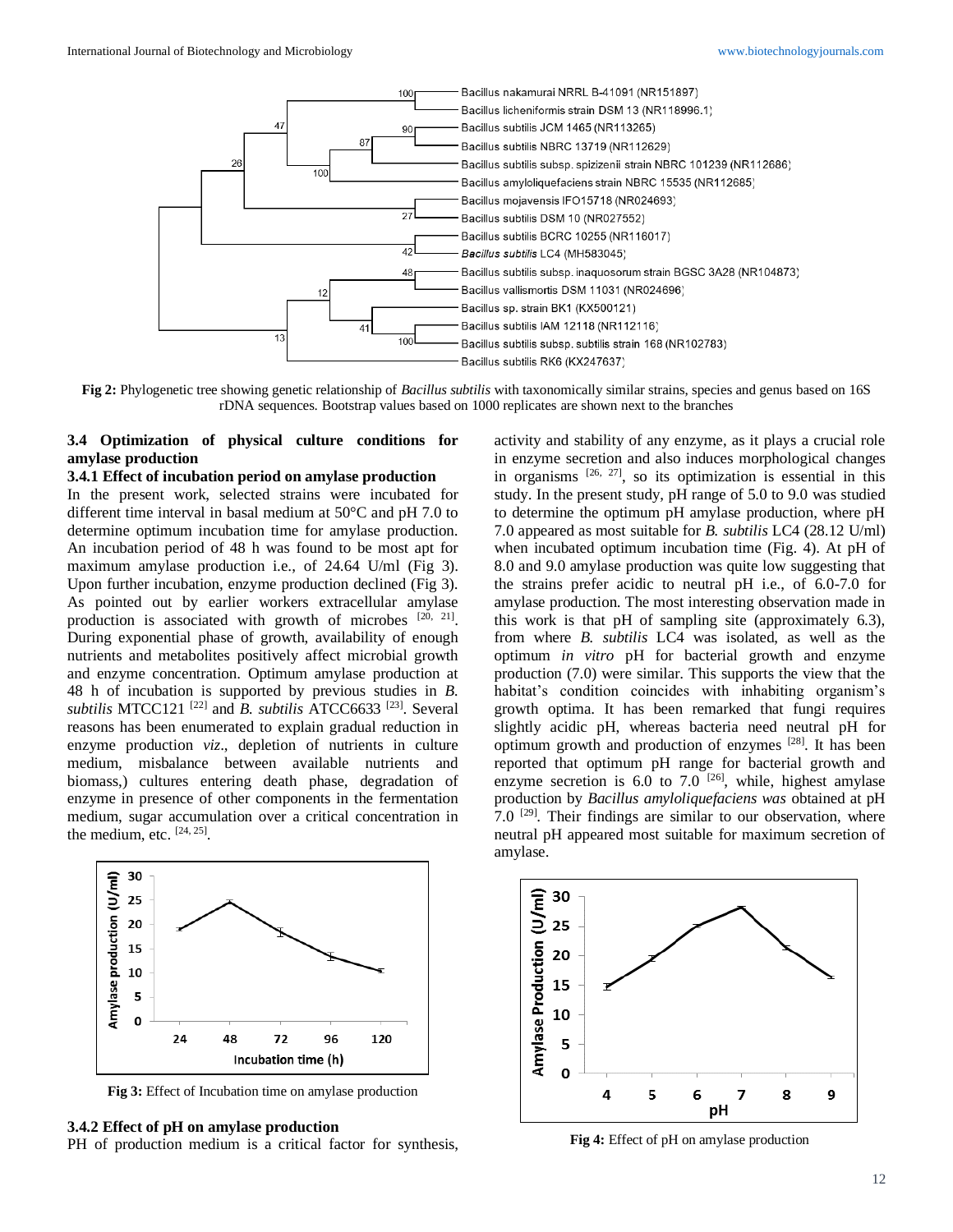Fig 2: Phylogenetic tree showing genetic relationship of *Bacillus subtilis* with taxonomically similar strains, species and genus based on 16S rDNA sequences. Bootstrap values based on 1000 replicates are shown next to the branches

### 3.4 Optimization of physical culture conditions for amylase production

#### 3.4.1 Effect of incubation period on amylase production

In the present work, selected strains were incubated for different time interval in basal medium at 50°C and pH 7.0 to determine optimum incubation time for amylase production. An incubation period of 48 h was found to be most apt for maximum amylase production i.e., of 24.64 U/ml (Fig 3). Upon further incubation, enzyme production declined (Fig 3). As pointed out by earlier workers extracellular amylase production is associated with growth of microbes [20, 21]. During exponential phase of growth, availability of enough nutrients and metabolites positively affect microbial growth and enzyme concentration. Optimum amylase production at 48 h of incubation is supported by previous studies in *B. subtilis* MTCC121 [22] and *B. subtilis* ATCC6633 [23]. Several reasons has been enumerated to explain gradual reduction in enzyme production *viz*., depletion of nutrients in culture medium, misbalance between available nutrients and biomass,) cultures entering death phase, degradation of enzyme in presence of other components in the fermentation medium, sugar accumulation over a critical concentration in the medium, etc. [24, 25].

Fig 3: Effect of Incubation time on amylase production

#### 3.4.2 Effect of pH on amylase production

PH of production medium is a critical factor for synthesis, activity and stability of any enzyme, as it plays a crucial role in enzyme secretion and also induces morphological changes in organisms [26, 27], so its optimization is essential in this study. In the present study, pH range of 5.0 to 9.0 was studied to determine the optimum pH amylase production, where pH 7.0 appeared as most suitable for *B. subtilis* LC4 (28.12 U/ml) when incubated optimum incubation time (Fig. 4). At pH of 8.0 and 9.0 amylase production was quite low suggesting that the strains prefer acidic to neutral pH i.e., of 6.0-7.0 for amylase production. The most interesting observation made in this work is that pH of sampling site (approximately 6.3), from where *B. subtilis* LC4 was isolated, as well as the optimum *in vitro* pH for bacterial growth and enzyme production (7.0) were similar. This supports the view that the habitat's condition coincides with inhabiting organism's growth optima. It has been remarked that fungi requires slightly acidic pH, whereas bacteria need neutral pH for optimum growth and production of enzymes [28]. It has been reported that optimum pH range for bacterial growth and enzyme secretion is 6.0 to 7.0 [26], while, highest amylase production by *Bacillus amyloliquefaciens was* obtained at pH 7.0 [29]. Their findings are similar to our observation, where neutral pH appeared most suitable for maximum secretion of amylase.

Fig 4: Effect of pH on amylase production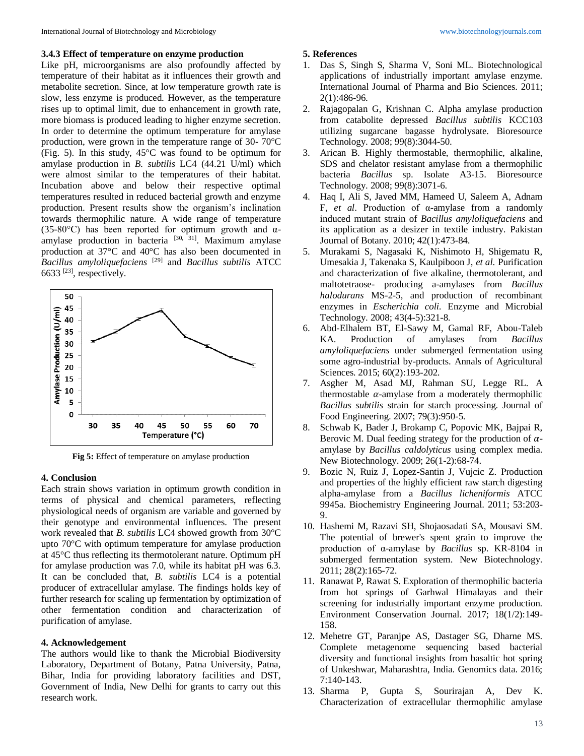### 3.4.3 Effect of temperature on enzyme production

Like pH, microorganisms are also profoundly affected by temperature of their habitat as it influences their growth and metabolite secretion. Since, at low temperature growth rate is slow, less enzyme is produced. However, as the temperature rises up to optimal limit, due to enhancement in growth rate, more biomass is produced leading to higher enzyme secretion. In order to determine the optimum temperature for amylase production, were grown in the temperature range of 30- 70°C (Fig. 5). In this study, 45°C was found to be optimum for amylase production in *B. subtilis* LC4 (44.21 U/ml) which were almost similar to the temperatures of their habitat. Incubation above and below their respective optimal temperatures resulted in reduced bacterial growth and enzyme production. Present results show the organism's inclination towards thermophilic nature. A wide range of temperature (35-80°C) has been reported for optimum growth and α-amylase production in bacteria [30, 31]. Maximum amylase production at 37°C and 40°C has also been documented in *Bacillus amyloliquefaciens* [29] and *Bacillus subtilis* ATCC 6633 [23], respectively.

**Fig 5:** Effect of temperature on amylase production

## 4. Conclusion

Each strain shows variation in optimum growth condition in terms of physical and chemical parameters, reflecting physiological needs of organism are variable and governed by their genotype and environmental influences. The present work revealed that *B. subtilis* LC4 showed growth from 30°C upto 70°C with optimum temperature for amylase production at 45°C thus reflecting its thermotolerant nature. Optimum pH for amylase production was 7.0, while its habitat pH was 6.3. It can be concluded that, *B. subtilis* LC4 is a potential producer of extracellular amylase. The findings holds key of further research for scaling up fermentation by optimization of other fermentation condition and characterization of purification of amylase.

## 4. Acknowledgement

The authors would like to thank the Microbial Biodiversity Laboratory, Department of Botany, Patna University, Patna, Bihar, India for providing laboratory facilities and DST, Government of India, New Delhi for grants to carry out this research work.

## 5. References

1. Das S, Singh S, Sharma V, Soni ML. Biotechnological applications of industrially important amylase enzyme. International Journal of Pharma and Bio Sciences. 2011; 2(1):486-96.
2. Rajagopalan G, Krishnan C. Alpha amylase production from catabolite depressed *Bacillus subtilis* KCC103 utilizing sugarcane bagasse hydrolysate. Bioresource Technology. 2008; 99(8):3044-50.
3. Arican B. Highly thermostable, thermophilic, alkaline, SDS and chelator resistant amylase from a thermophilic bacteria *Bacillus* sp. Isolate A3-15. Bioresource Technology. 2008; 99(8):3071-6.
4. Haq I, Ali S, Javed MM, Hameed U, Saleem A, Adnam F, *et al*. Production of α-amylase from a randomly induced mutant strain of *Bacillus amyloliquefaciens* and its application as a desizer in textile industry. Pakistan Journal of Botany. 2010; 42(1):473-84.
5. Murakami S, Nagasaki K, Nishimoto H, Shigematu R, Umesakia J, Takenaka S, Kaulpiboon J, *et al*. Purification and characterization of five alkaline, thermotolerant, and maltotetraose- producing a-amylases from *Bacillus halodurans* MS-2-5, and production of recombinant enzymes in *Escherichia coli.* Enzyme and Microbial Technology. 2008; 43(4-5):321-8.
6. Abd-Elhalem BT, El-Sawy M, Gamal RF, Abou-Taleb KA. Production of amylases from *Bacillus amyloliquefaciens* under submerged fermentation using some agro-industrial by-products. Annals of Agricultural Sciences. 2015; 60(2):193-202.
7. Asgher M, Asad MJ, Rahman SU, Legge RL. A thermostable *α*-amylase from a moderately thermophilic *Bacillus subtilis* strain for starch processing. Journal of Food Engineering. 2007; 79(3):950-5.
8. Schwab K, Bader J, Brokamp C, Popovic MK, Bajpai R, Berovic M. Dual feeding strategy for the production of *α*-amylase by *Bacillus caldolyticus* using complex media. New Biotechnology. 2009; 26(1-2):68-74.
9. Bozic N, Ruiz J, Lopez-Santin J, Vujcic Z. Production and properties of the highly efficient raw starch digesting alpha-amylase from a *Bacillus licheniformis* ATCC 9945a. Biochemistry Engineering Journal. 2011; 53:203-9.
10. Hashemi M, Razavi SH, Shojaosadati SA, Mousavi SM. The potential of brewer's spent grain to improve the production of α-amylase by *Bacillus* sp. KR-8104 in submerged fermentation system. New Biotechnology. 2011; 28(2):165-72.
11. Ranawat P, Rawat S. Exploration of thermophilic bacteria from hot springs of Garhwal Himalayas and their screening for industrially important enzyme production. Environment Conservation Journal. 2017; 18(1/2):149-158.
12. Mehetre GT, Paranjpe AS, Dastager SG, Dharne MS. Complete metagenome sequencing based bacterial diversity and functional insights from basaltic hot spring of Unkeshwar, Maharashtra, India. Genomics data. 2016; 7:140-143.
13. Sharma P, Gupta S, Sourirajan A, Dev K. Characterization of extracellular thermophilic amylase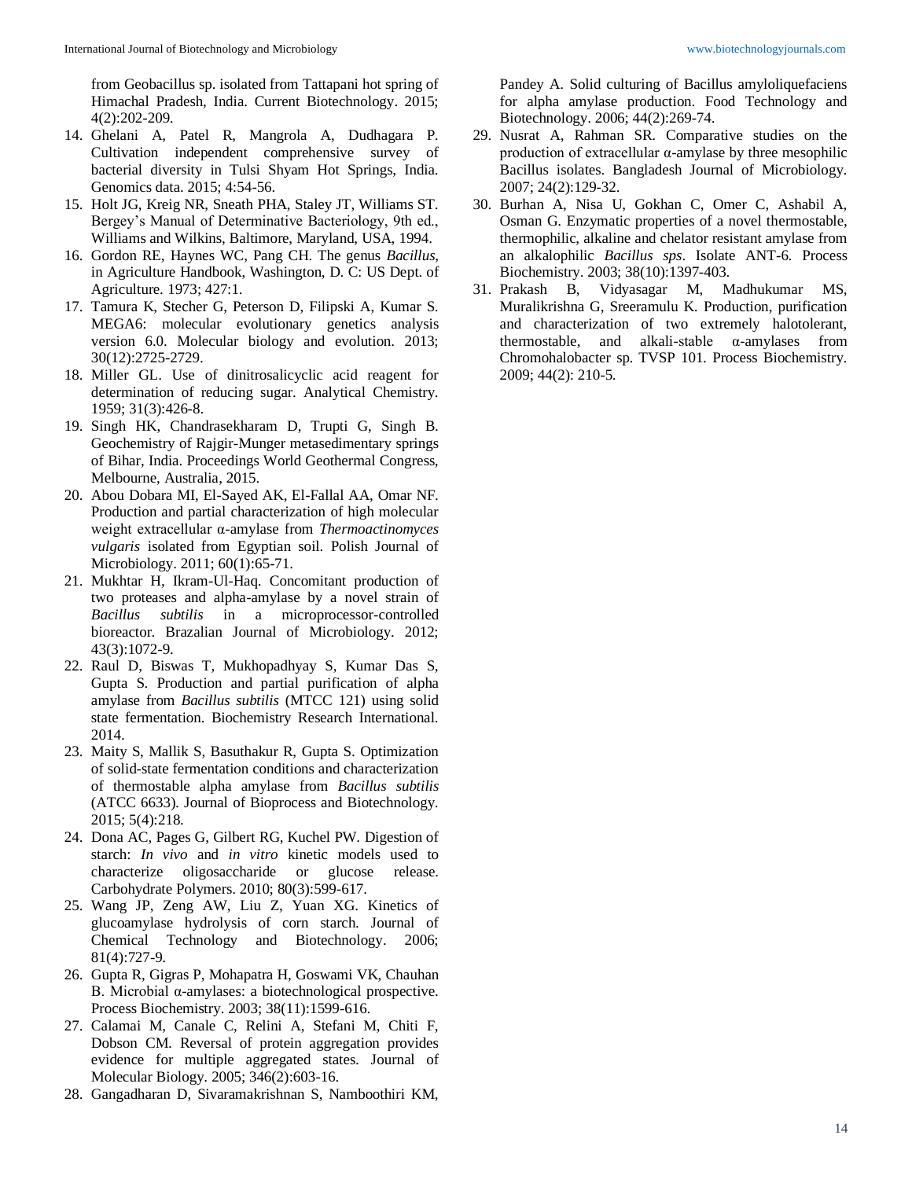from Geobacillus sp. isolated from Tattapani hot spring of Himachal Pradesh, India. Current Biotechnology. 2015; 4(2):202-209.

14. Ghelani A, Patel R, Mangrola A, Dudhagara P. Cultivation independent comprehensive survey of bacterial diversity in Tulsi Shyam Hot Springs, India. Genomics data. 2015; 4:54-56.
15. Holt JG, Kreig NR, Sneath PHA, Staley JT, Williams ST. Bergey's Manual of Determinative Bacteriology, 9th ed., Williams and Wilkins, Baltimore, Maryland, USA, 1994.
16. Gordon RE, Haynes WC, Pang CH. The genus *Bacillus*, in Agriculture Handbook, Washington, D. C: US Dept. of Agriculture. 1973; 427:1.
17. Tamura K, Stecher G, Peterson D, Filipski A, Kumar S. MEGA6: molecular evolutionary genetics analysis version 6.0. Molecular biology and evolution. 2013; 30(12):2725-2729.
18. Miller GL. Use of dinitrosalicyclic acid reagent for determination of reducing sugar. Analytical Chemistry. 1959; 31(3):426-8.
19. Singh HK, Chandrasekharam D, Trupti G, Singh B. Geochemistry of Rajgir-Munger metasedimentary springs of Bihar, India. Proceedings World Geothermal Congress, Melbourne, Australia, 2015.
20. Abou Dobara MI, El-Sayed AK, El-Fallal AA, Omar NF. Production and partial characterization of high molecular weight extracellular α-amylase from *Thermoactinomyces vulgaris* isolated from Egyptian soil. Polish Journal of Microbiology. 2011; 60(1):65-71.
21. Mukhtar H, Ikram-Ul-Haq. Concomitant production of two proteases and alpha-amylase by a novel strain of *Bacillus subtilis* in a microprocessor-controlled bioreactor. Brazalian Journal of Microbiology. 2012; 43(3):1072-9.
22. Raul D, Biswas T, Mukhopadhyay S, Kumar Das S, Gupta S. Production and partial purification of alpha amylase from *Bacillus subtilis* (MTCC 121) using solid state fermentation. Biochemistry Research International. 2014.
23. Maity S, Mallik S, Basuthakur R, Gupta S. Optimization of solid-state fermentation conditions and characterization of thermostable alpha amylase from *Bacillus subtilis* (ATCC 6633). Journal of Bioprocess and Biotechnology. 2015; 5(4):218.
24. Dona AC, Pages G, Gilbert RG, Kuchel PW. Digestion of starch: *In vivo* and *in vitro* kinetic models used to characterize oligosaccharide or glucose release. Carbohydrate Polymers. 2010; 80(3):599-617.
25. Wang JP, Zeng AW, Liu Z, Yuan XG. Kinetics of glucoamylase hydrolysis of corn starch. Journal of Chemical Technology and Biotechnology. 2006; 81(4):727-9.
26. Gupta R, Gigras P, Mohapatra H, Goswami VK, Chauhan B. Microbial α-amylases: a biotechnological prospective. Process Biochemistry. 2003; 38(11):1599-616.
27. Calamai M, Canale C, Relini A, Stefani M, Chiti F, Dobson CM. Reversal of protein aggregation provides evidence for multiple aggregated states. Journal of Molecular Biology. 2005; 346(2):603-16.
28. Gangadharan D, Sivaramakrishnan S, Namboothiri KM, Pandey A. Solid culturing of Bacillus amyloliquefaciens for alpha amylase production. Food Technology and Biotechnology. 2006; 44(2):269-74.
29. Nusrat A, Rahman SR. Comparative studies on the production of extracellular α-amylase by three mesophilic Bacillus isolates. Bangladesh Journal of Microbiology. 2007; 24(2):129-32.
30. Burhan A, Nisa U, Gokhan C, Omer C, Ashabil A, Osman G. Enzymatic properties of a novel thermostable, thermophilic, alkaline and chelator resistant amylase from an alkalophilic *Bacillus sps*. Isolate ANT-6. Process Biochemistry. 2003; 38(10):1397-403.
31. Prakash B, Vidyasagar M, Madhukumar MS, Muralikrishna G, Sreeramulu K. Production, purification and characterization of two extremely halotolerant, thermostable, and alkali-stable α-amylases from Chromohalobacter sp. TVSP 101. Process Biochemistry. 2009; 44(2): 210-5.